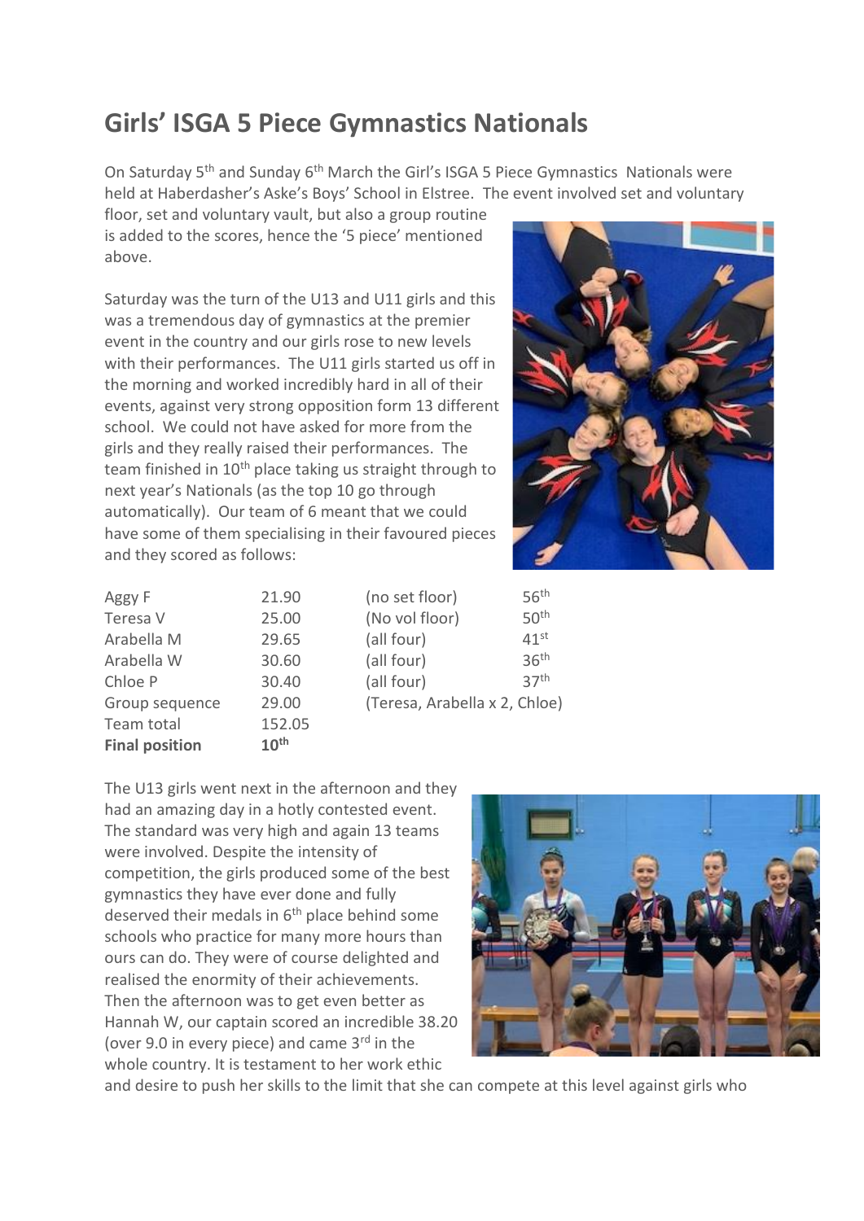# Girls' ISGA 5 Piece Gymnastics Nationals

On Saturday 5th and Sunday 6th March the Girl's ISGA 5 Piece Gymnastics Nationals were held at Haberdasher's Aske's Boys' School in Elstree. The event involved set and voluntary floor, set and voluntary vault, but also a group routine is added to the scores, hence the '5 piece' mentioned above.

Saturday was the turn of the U13 and U11 girls and this was a tremendous day of gymnastics at the premier event in the country and our girls rose to new levels with their performances. The U11 girls started us off in the morning and worked incredibly hard in all of their events, against very strong opposition form 13 different school. We could not have asked for more from the girls and they really raised their performances. The team finished in 10th place taking us straight through to next year's Nationals (as the top 10 go through automatically). Our team of 6 meant that we could have some of them specialising in their favoured pieces and they scored as follows:

| | | | |
|---|---|---|---|
| Aggy F | 21.90 | (no set floor) | 56th |
| Teresa V | 25.00 | (No vol floor) | 50th |
| Arabella M | 29.65 | (all four) | 41st |
| Arabella W | 30.60 | (all four) | 36th |
| Chloe P | 30.40 | (all four) | 37th |
| Group sequence | 29.00 | (Teresa, Arabella x 2, Chloe) | |
| Team total | 152.05 | | |
| **Final position** | **10th** | | |

The U13 girls went next in the afternoon and they had an amazing day in a hotly contested event. The standard was very high and again 13 teams were involved. Despite the intensity of competition, the girls produced some of the best gymnastics they have ever done and fully deserved their medals in 6th place behind some schools who practice for many more hours than ours can do. They were of course delighted and realised the enormity of their achievements. Then the afternoon was to get even better as Hannah W, our captain scored an incredible 38.20 (over 9.0 in every piece) and came 3rd in the whole country. It is testament to her work ethic and desire to push her skills to the limit that she can compete at this level against girls who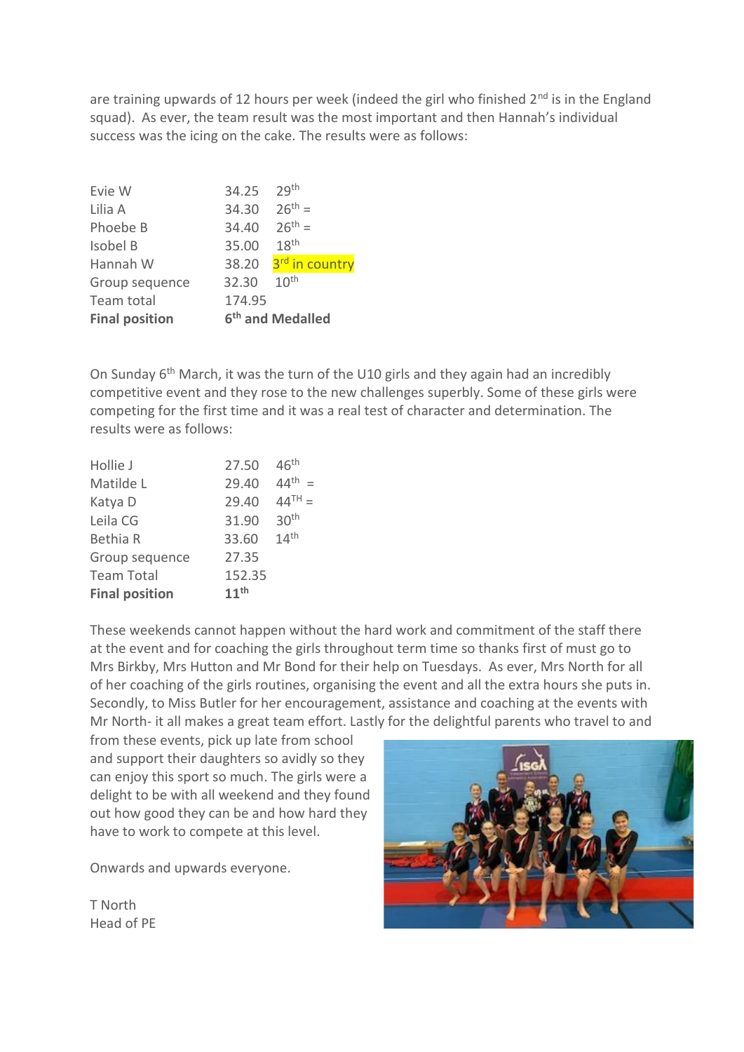are training upwards of 12 hours per week (indeed the girl who finished 2nd is in the England squad). As ever, the team result was the most important and then Hannah's individual success was the icing on the cake. The results were as follows:

| | | |
|---|---|---|
| Evie W | 34.25 | 29th |
| Lilia A | 34.30 | 26th = |
| Phoebe B | 34.40 | 26th = |
| Isobel B | 35.00 | 18th |
| Hannah W | 38.20 | 3rd in country |
| Group sequence | 32.30 | 10th |
| Team total | 174.95 | |
| **Final position** | **6th and Medalled** | |

On Sunday 6th March, it was the turn of the U10 girls and they again had an incredibly competitive event and they rose to the new challenges superbly. Some of these girls were competing for the first time and it was a real test of character and determination. The results were as follows:

| | | |
|---|---|---|
| Hollie J | 27.50 | 46th |
| Matilde L | 29.40 | 44th = |
| Katya D | 29.40 | 44TH = |
| Leila CG | 31.90 | 30th |
| Bethia R | 33.60 | 14th |
| Group sequence | 27.35 | |
| Team Total | 152.35 | |
| **Final position** | **11th** | |

These weekends cannot happen without the hard work and commitment of the staff there at the event and for coaching the girls throughout term time so thanks first of must go to Mrs Birkby, Mrs Hutton and Mr Bond for their help on Tuesdays. As ever, Mrs North for all of her coaching of the girls routines, organising the event and all the extra hours she puts in. Secondly, to Miss Butler for her encouragement, assistance and coaching at the events with Mr North- it all makes a great team effort. Lastly for the delightful parents who travel to and from these events, pick up late from school and support their daughters so avidly so they can enjoy this sport so much. The girls were a delight to be with all weekend and they found out how good they can be and how hard they have to work to compete at this level.

Onwards and upwards everyone.

T North
Head of PE